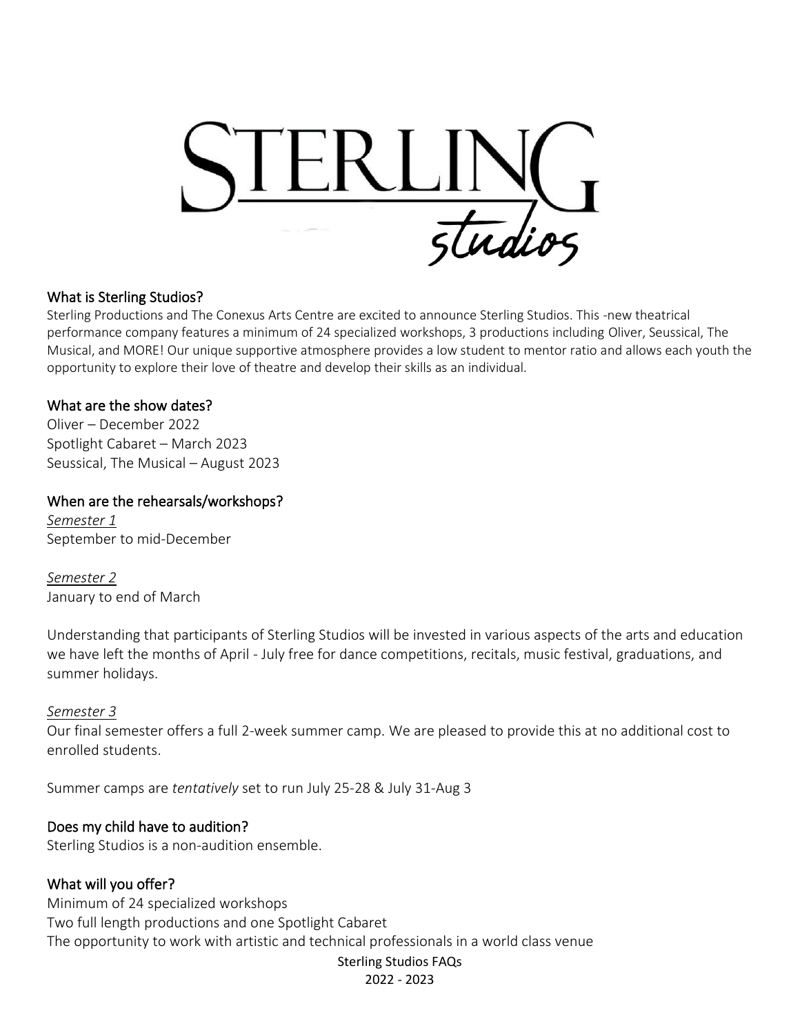# STERLING studios

## What is Sterling Studios?

Sterling Productions and The Conexus Arts Centre are excited to announce Sterling Studios. This -new theatrical performance company features a minimum of 24 specialized workshops, 3 productions including Oliver, Seussical, The Musical, and MORE! Our unique supportive atmosphere provides a low student to mentor ratio and allows each youth the opportunity to explore their love of theatre and develop their skills as an individual.

## What are the show dates?

Oliver – December 2022
Spotlight Cabaret – March 2023
Seussical, The Musical – August 2023

## When are the rehearsals/workshops?

*Semester 1*
September to mid-December

*Semester 2*
January to end of March

Understanding that participants of Sterling Studios will be invested in various aspects of the arts and education we have left the months of April - July free for dance competitions, recitals, music festival, graduations, and summer holidays.

*Semester 3*
Our final semester offers a full 2-week summer camp. We are pleased to provide this at no additional cost to enrolled students.

Summer camps are *tentatively* set to run July 25-28 & July 31-Aug 3

## Does my child have to audition?

Sterling Studios is a non-audition ensemble.

## What will you offer?

Minimum of 24 specialized workshops
Two full length productions and one Spotlight Cabaret
The opportunity to work with artistic and technical professionals in a world class venue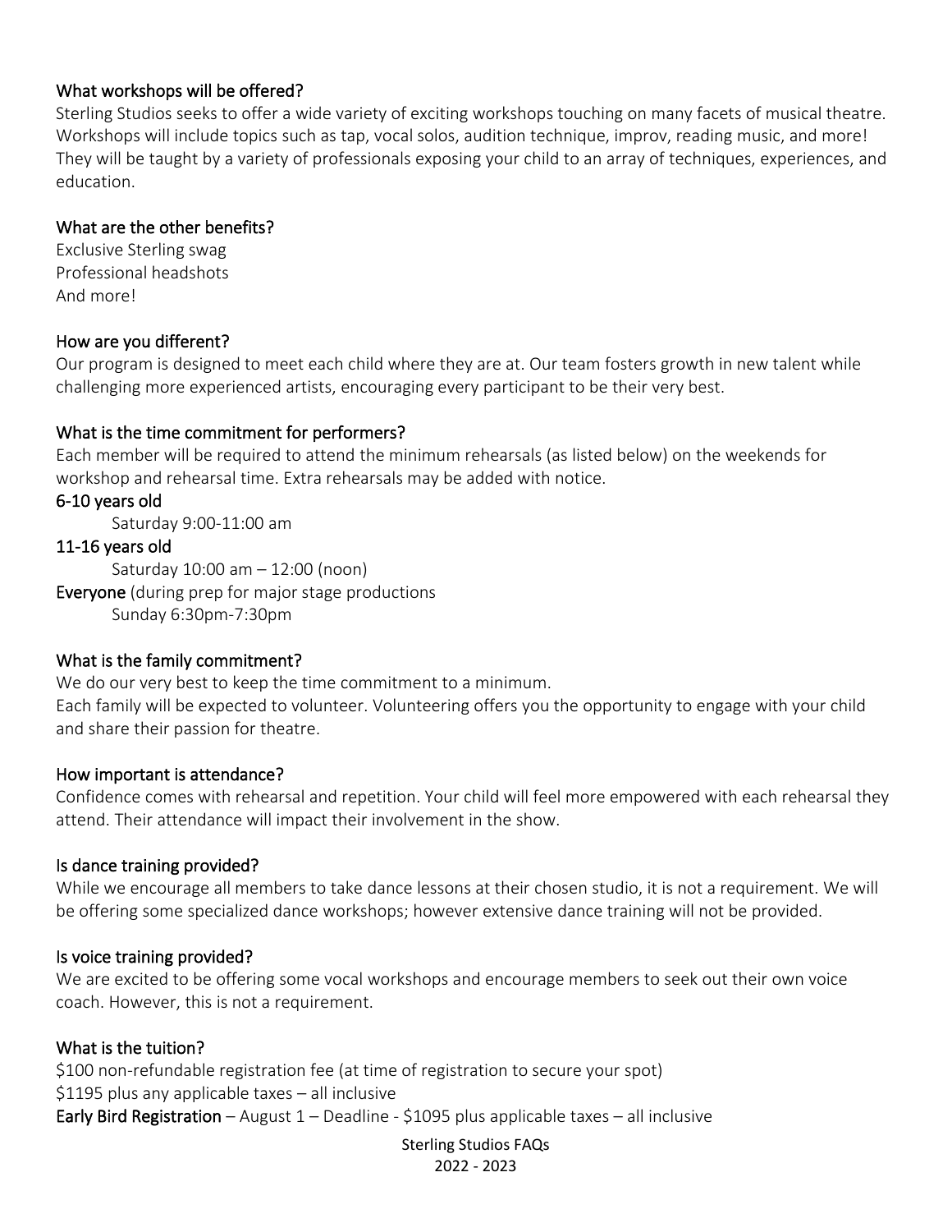## What workshops will be offered?

Sterling Studios seeks to offer a wide variety of exciting workshops touching on many facets of musical theatre. Workshops will include topics such as tap, vocal solos, audition technique, improv, reading music, and more! They will be taught by a variety of professionals exposing your child to an array of techniques, experiences, and education.

## What are the other benefits?

Exclusive Sterling swag
Professional headshots
And more!

## How are you different?

Our program is designed to meet each child where they are at. Our team fosters growth in new talent while challenging more experienced artists, encouraging every participant to be their very best.

## What is the time commitment for performers?

Each member will be required to attend the minimum rehearsals (as listed below) on the weekends for workshop and rehearsal time. Extra rehearsals may be added with notice.

**6-10 years old**

Saturday 9:00-11:00 am

**11-16 years old**

Saturday 10:00 am – 12:00 (noon)

**Everyone** (during prep for major stage productions

Sunday 6:30pm-7:30pm

## What is the family commitment?

We do our very best to keep the time commitment to a minimum.
Each family will be expected to volunteer. Volunteering offers you the opportunity to engage with your child and share their passion for theatre.

## How important is attendance?

Confidence comes with rehearsal and repetition. Your child will feel more empowered with each rehearsal they attend. Their attendance will impact their involvement in the show.

## Is dance training provided?

While we encourage all members to take dance lessons at their chosen studio, it is not a requirement. We will be offering some specialized dance workshops; however extensive dance training will not be provided.

## Is voice training provided?

We are excited to be offering some vocal workshops and encourage members to seek out their own voice coach. However, this is not a requirement.

## What is the tuition?

$100 non-refundable registration fee (at time of registration to secure your spot)
$1195 plus any applicable taxes – all inclusive
**Early Bird Registration** – August 1 – Deadline - $1095 plus applicable taxes – all inclusive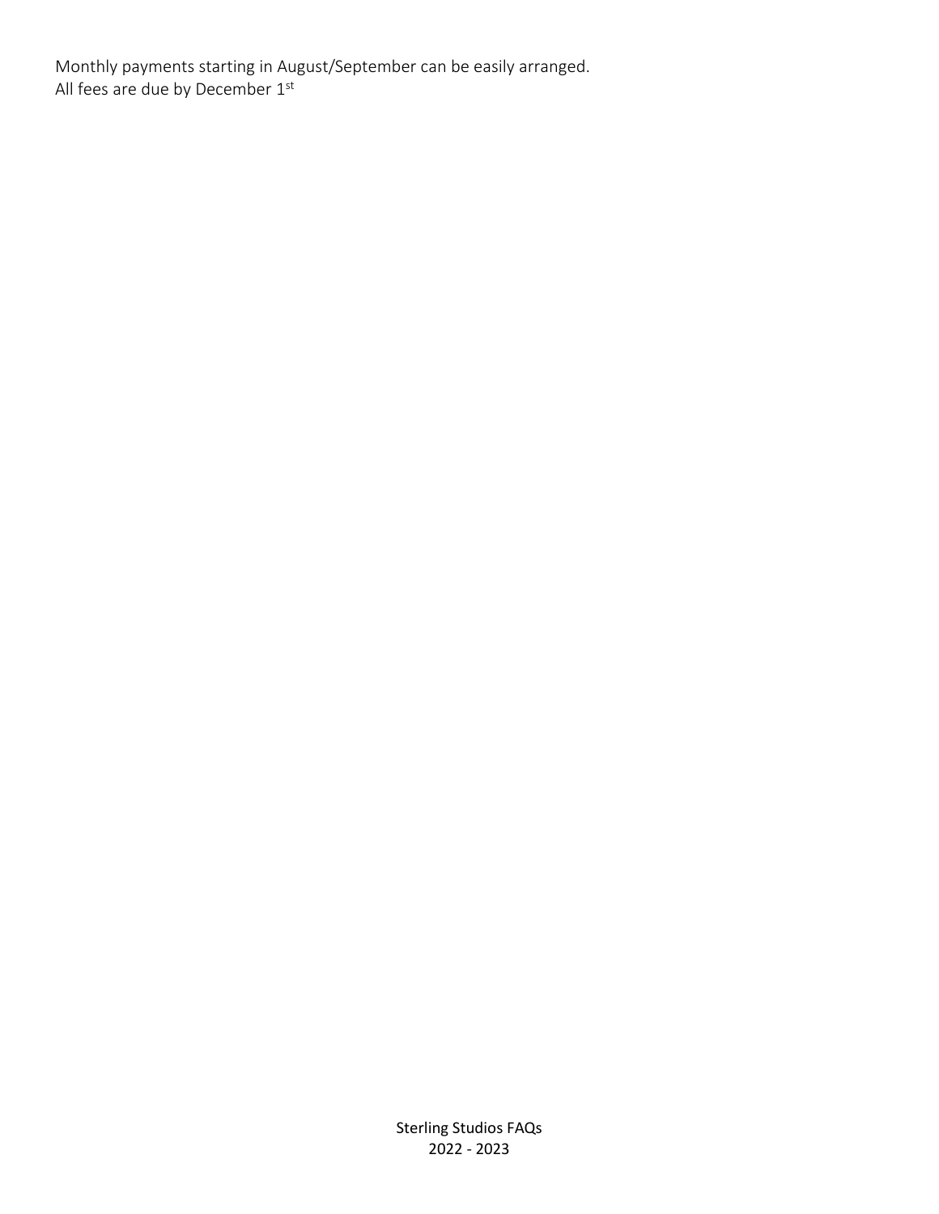Monthly payments starting in August/September can be easily arranged.
All fees are due by December 1st